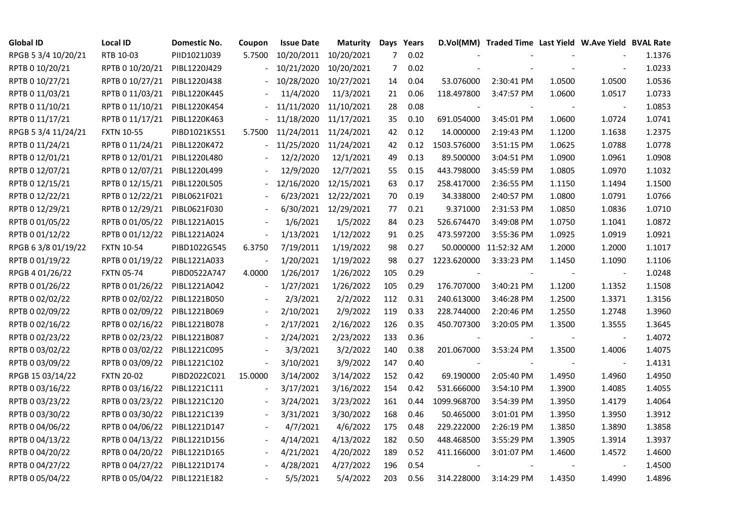| Global ID | Local ID | Domestic No. | Coupon | Issue Date | Maturity | Days | Years | D.Vol(MM) | Traded Time | Last Yield | W.Ave Yield | BVAL Rate |
|---|---|---|---|---|---|---|---|---|---|---|---|---|
| RPGB 5 3/4 10/20/21 | RTB 10-03 | PIID1021J039 | 5.7500 | 10/20/2011 | 10/20/2021 | 7 | 0.02 | - | - | - | - | 1.1376 |
| RPTB 0 10/20/21 | RPTB 0 10/20/21 | PIBL1220J429 | - | 10/21/2020 | 10/20/2021 | 7 | 0.02 | - | - | - | - | 1.0233 |
| RPTB 0 10/27/21 | RPTB 0 10/27/21 | PIBL1220J438 | - | 10/28/2020 | 10/27/2021 | 14 | 0.04 | 53.076000 | 2:30:41 PM | 1.0500 | 1.0500 | 1.0536 |
| RPTB 0 11/03/21 | RPTB 0 11/03/21 | PIBL1220K445 | - | 11/4/2020 | 11/3/2021 | 21 | 0.06 | 118.497800 | 3:47:57 PM | 1.0600 | 1.0517 | 1.0733 |
| RPTB 0 11/10/21 | RPTB 0 11/10/21 | PIBL1220K454 | - | 11/11/2020 | 11/10/2021 | 28 | 0.08 | - | - | - | - | 1.0853 |
| RPTB 0 11/17/21 | RPTB 0 11/17/21 | PIBL1220K463 | - | 11/18/2020 | 11/17/2021 | 35 | 0.10 | 691.054000 | 3:45:01 PM | 1.0600 | 1.0724 | 1.0741 |
| RPGB 5 3/4 11/24/21 | FXTN 10-55 | PIBD1021K551 | 5.7500 | 11/24/2011 | 11/24/2021 | 42 | 0.12 | 14.000000 | 2:19:43 PM | 1.1200 | 1.1638 | 1.2375 |
| RPTB 0 11/24/21 | RPTB 0 11/24/21 | PIBL1220K472 | - | 11/25/2020 | 11/24/2021 | 42 | 0.12 | 1503.576000 | 3:51:15 PM | 1.0625 | 1.0788 | 1.0778 |
| RPTB 0 12/01/21 | RPTB 0 12/01/21 | PIBL1220L480 | - | 12/2/2020 | 12/1/2021 | 49 | 0.13 | 89.500000 | 3:04:51 PM | 1.0900 | 1.0961 | 1.0908 |
| RPTB 0 12/07/21 | RPTB 0 12/07/21 | PIBL1220L499 | - | 12/9/2020 | 12/7/2021 | 55 | 0.15 | 443.798000 | 3:45:59 PM | 1.0805 | 1.0970 | 1.1032 |
| RPTB 0 12/15/21 | RPTB 0 12/15/21 | PIBL1220L505 | - | 12/16/2020 | 12/15/2021 | 63 | 0.17 | 258.417000 | 2:36:55 PM | 1.1150 | 1.1494 | 1.1500 |
| RPTB 0 12/22/21 | RPTB 0 12/22/21 | PIBL0621F021 | - | 6/23/2021 | 12/22/2021 | 70 | 0.19 | 34.338000 | 2:40:57 PM | 1.0800 | 1.0791 | 1.0766 |
| RPTB 0 12/29/21 | RPTB 0 12/29/21 | PIBL0621F030 | - | 6/30/2021 | 12/29/2021 | 77 | 0.21 | 9.371000 | 2:31:53 PM | 1.0850 | 1.0836 | 1.0710 |
| RPTB 0 01/05/22 | RPTB 0 01/05/22 | PIBL1221A015 | - | 1/6/2021 | 1/5/2022 | 84 | 0.23 | 526.674470 | 3:49:08 PM | 1.0750 | 1.1041 | 1.0872 |
| RPTB 0 01/12/22 | RPTB 0 01/12/22 | PIBL1221A024 | - | 1/13/2021 | 1/12/2022 | 91 | 0.25 | 473.597200 | 3:55:36 PM | 1.0925 | 1.0919 | 1.0921 |
| RPGB 6 3/8 01/19/22 | FXTN 10-54 | PIBD1022G545 | 6.3750 | 7/19/2011 | 1/19/2022 | 98 | 0.27 | 50.000000 | 11:52:32 AM | 1.2000 | 1.2000 | 1.1017 |
| RPTB 0 01/19/22 | RPTB 0 01/19/22 | PIBL1221A033 | - | 1/20/2021 | 1/19/2022 | 98 | 0.27 | 1223.620000 | 3:33:23 PM | 1.1450 | 1.1090 | 1.1106 |
| RPGB 4 01/26/22 | FXTN 05-74 | PIBD0522A747 | 4.0000 | 1/26/2017 | 1/26/2022 | 105 | 0.29 | - | - | - | - | 1.0248 |
| RPTB 0 01/26/22 | RPTB 0 01/26/22 | PIBL1221A042 | - | 1/27/2021 | 1/26/2022 | 105 | 0.29 | 176.707000 | 3:40:21 PM | 1.1200 | 1.1352 | 1.1508 |
| RPTB 0 02/02/22 | RPTB 0 02/02/22 | PIBL1221B050 | - | 2/3/2021 | 2/2/2022 | 112 | 0.31 | 240.613000 | 3:46:28 PM | 1.2500 | 1.3371 | 1.3156 |
| RPTB 0 02/09/22 | RPTB 0 02/09/22 | PIBL1221B069 | - | 2/10/2021 | 2/9/2022 | 119 | 0.33 | 228.744000 | 2:20:46 PM | 1.2550 | 1.2748 | 1.3960 |
| RPTB 0 02/16/22 | RPTB 0 02/16/22 | PIBL1221B078 | - | 2/17/2021 | 2/16/2022 | 126 | 0.35 | 450.707300 | 3:20:05 PM | 1.3500 | 1.3555 | 1.3645 |
| RPTB 0 02/23/22 | RPTB 0 02/23/22 | PIBL1221B087 | - | 2/24/2021 | 2/23/2022 | 133 | 0.36 | - | - | - | - | 1.4072 |
| RPTB 0 03/02/22 | RPTB 0 03/02/22 | PIBL1221C095 | - | 3/3/2021 | 3/2/2022 | 140 | 0.38 | 201.067000 | 3:53:24 PM | 1.3500 | 1.4006 | 1.4075 |
| RPTB 0 03/09/22 | RPTB 0 03/09/22 | PIBL1221C102 | - | 3/10/2021 | 3/9/2022 | 147 | 0.40 | - | - | - | - | 1.4131 |
| RPGB 15 03/14/22 | FXTN 20-02 | PIBD2022C021 | 15.0000 | 3/14/2002 | 3/14/2022 | 152 | 0.42 | 69.190000 | 2:05:40 PM | 1.4950 | 1.4960 | 1.4950 |
| RPTB 0 03/16/22 | RPTB 0 03/16/22 | PIBL1221C111 | - | 3/17/2021 | 3/16/2022 | 154 | 0.42 | 531.666000 | 3:54:10 PM | 1.3900 | 1.4085 | 1.4055 |
| RPTB 0 03/23/22 | RPTB 0 03/23/22 | PIBL1221C120 | - | 3/24/2021 | 3/23/2022 | 161 | 0.44 | 1099.968700 | 3:54:39 PM | 1.3950 | 1.4179 | 1.4064 |
| RPTB 0 03/30/22 | RPTB 0 03/30/22 | PIBL1221C139 | - | 3/31/2021 | 3/30/2022 | 168 | 0.46 | 50.465000 | 3:01:01 PM | 1.3950 | 1.3950 | 1.3912 |
| RPTB 0 04/06/22 | RPTB 0 04/06/22 | PIBL1221D147 | - | 4/7/2021 | 4/6/2022 | 175 | 0.48 | 229.222000 | 2:26:19 PM | 1.3850 | 1.3890 | 1.3858 |
| RPTB 0 04/13/22 | RPTB 0 04/13/22 | PIBL1221D156 | - | 4/14/2021 | 4/13/2022 | 182 | 0.50 | 448.468500 | 3:55:29 PM | 1.3905 | 1.3914 | 1.3937 |
| RPTB 0 04/20/22 | RPTB 0 04/20/22 | PIBL1221D165 | - | 4/21/2021 | 4/20/2022 | 189 | 0.52 | 411.166000 | 3:01:07 PM | 1.4600 | 1.4572 | 1.4600 |
| RPTB 0 04/27/22 | RPTB 0 04/27/22 | PIBL1221D174 | - | 4/28/2021 | 4/27/2022 | 196 | 0.54 | - | - | - | - | 1.4500 |
| RPTB 0 05/04/22 | RPTB 0 05/04/22 | PIBL1221E182 | - | 5/5/2021 | 5/4/2022 | 203 | 0.56 | 314.228000 | 3:14:29 PM | 1.4350 | 1.4990 | 1.4896 |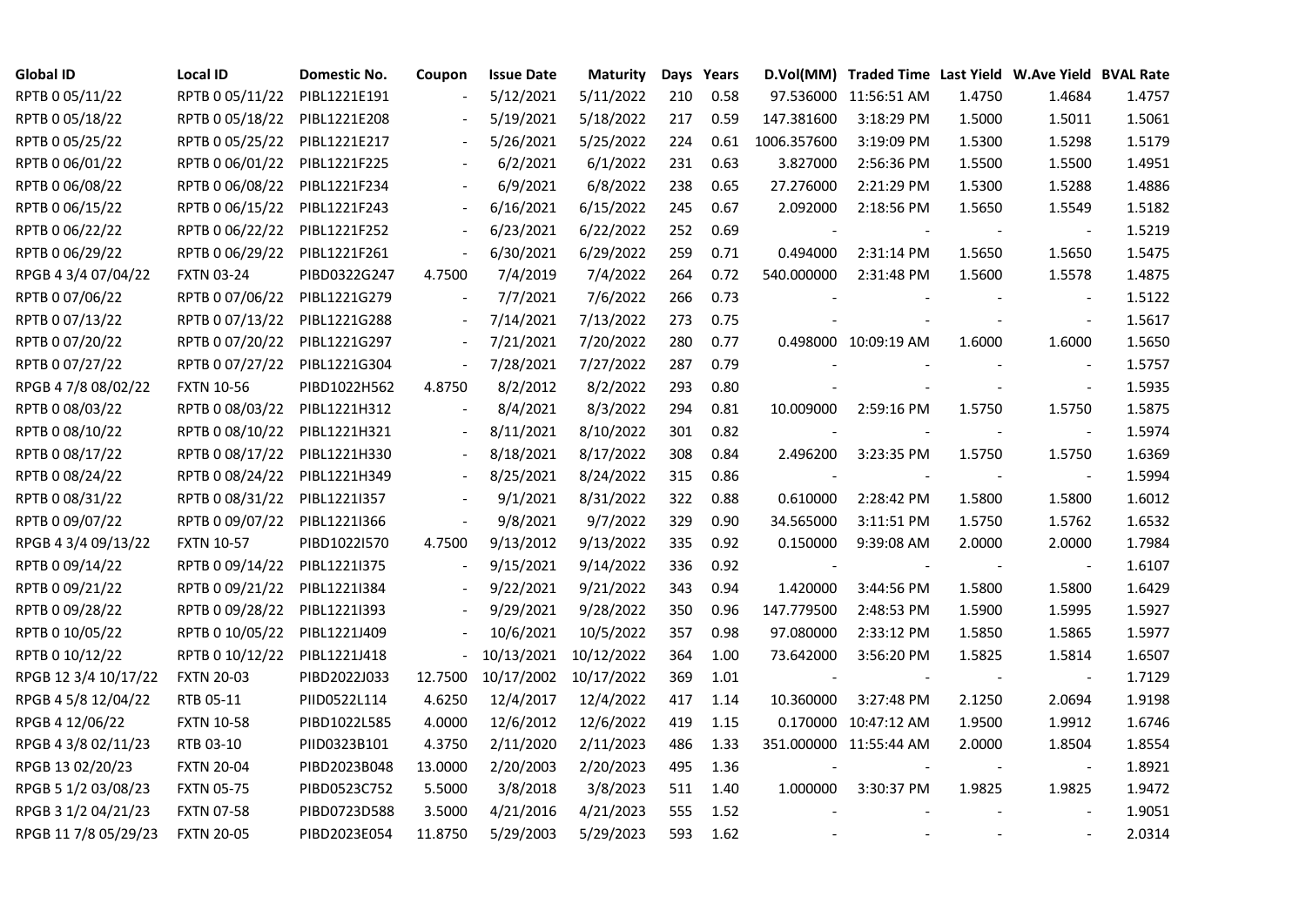| Global ID | Local ID | Domestic No. | Coupon | Issue Date | Maturity | Days | Years | D.Vol(MM) | Traded Time | Last Yield | W.Ave Yield | BVAL Rate |
|---|---|---|---|---|---|---|---|---|---|---|---|---|
| RPTB 0 05/11/22 | RPTB 0 05/11/22 | PIBL1221E191 | - | 5/12/2021 | 5/11/2022 | 210 | 0.58 | 97.536000 | 11:56:51 AM | 1.4750 | 1.4684 | 1.4757 |
| RPTB 0 05/18/22 | RPTB 0 05/18/22 | PIBL1221E208 | - | 5/19/2021 | 5/18/2022 | 217 | 0.59 | 147.381600 | 3:18:29 PM | 1.5000 | 1.5011 | 1.5061 |
| RPTB 0 05/25/22 | RPTB 0 05/25/22 | PIBL1221E217 | - | 5/26/2021 | 5/25/2022 | 224 | 0.61 | 1006.357600 | 3:19:09 PM | 1.5300 | 1.5298 | 1.5179 |
| RPTB 0 06/01/22 | RPTB 0 06/01/22 | PIBL1221F225 | - | 6/2/2021 | 6/1/2022 | 231 | 0.63 | 3.827000 | 2:56:36 PM | 1.5500 | 1.5500 | 1.4951 |
| RPTB 0 06/08/22 | RPTB 0 06/08/22 | PIBL1221F234 | - | 6/9/2021 | 6/8/2022 | 238 | 0.65 | 27.276000 | 2:21:29 PM | 1.5300 | 1.5288 | 1.4886 |
| RPTB 0 06/15/22 | RPTB 0 06/15/22 | PIBL1221F243 | - | 6/16/2021 | 6/15/2022 | 245 | 0.67 | 2.092000 | 2:18:56 PM | 1.5650 | 1.5549 | 1.5182 |
| RPTB 0 06/22/22 | RPTB 0 06/22/22 | PIBL1221F252 | - | 6/23/2021 | 6/22/2022 | 252 | 0.69 | - | - | - | - | 1.5219 |
| RPTB 0 06/29/22 | RPTB 0 06/29/22 | PIBL1221F261 | - | 6/30/2021 | 6/29/2022 | 259 | 0.71 | 0.494000 | 2:31:14 PM | 1.5650 | 1.5650 | 1.5475 |
| RPGB 4 3/4 07/04/22 | FXTN 03-24 | PIBD0322G247 | 4.7500 | 7/4/2019 | 7/4/2022 | 264 | 0.72 | 540.000000 | 2:31:48 PM | 1.5600 | 1.5578 | 1.4875 |
| RPTB 0 07/06/22 | RPTB 0 07/06/22 | PIBL1221G279 | - | 7/7/2021 | 7/6/2022 | 266 | 0.73 | - | - | - | - | 1.5122 |
| RPTB 0 07/13/22 | RPTB 0 07/13/22 | PIBL1221G288 | - | 7/14/2021 | 7/13/2022 | 273 | 0.75 | - | - | - | - | 1.5617 |
| RPTB 0 07/20/22 | RPTB 0 07/20/22 | PIBL1221G297 | - | 7/21/2021 | 7/20/2022 | 280 | 0.77 | 0.498000 | 10:09:19 AM | 1.6000 | 1.6000 | 1.5650 |
| RPTB 0 07/27/22 | RPTB 0 07/27/22 | PIBL1221G304 | - | 7/28/2021 | 7/27/2022 | 287 | 0.79 | - | - | - | - | 1.5757 |
| RPGB 4 7/8 08/02/22 | FXTN 10-56 | PIBD1022H562 | 4.8750 | 8/2/2012 | 8/2/2022 | 293 | 0.80 | - | - | - | - | 1.5935 |
| RPTB 0 08/03/22 | RPTB 0 08/03/22 | PIBL1221H312 | - | 8/4/2021 | 8/3/2022 | 294 | 0.81 | 10.009000 | 2:59:16 PM | 1.5750 | 1.5750 | 1.5875 |
| RPTB 0 08/10/22 | RPTB 0 08/10/22 | PIBL1221H321 | - | 8/11/2021 | 8/10/2022 | 301 | 0.82 | - | - | - | - | 1.5974 |
| RPTB 0 08/17/22 | RPTB 0 08/17/22 | PIBL1221H330 | - | 8/18/2021 | 8/17/2022 | 308 | 0.84 | 2.496200 | 3:23:35 PM | 1.5750 | 1.5750 | 1.6369 |
| RPTB 0 08/24/22 | RPTB 0 08/24/22 | PIBL1221H349 | - | 8/25/2021 | 8/24/2022 | 315 | 0.86 | - | - | - | - | 1.5994 |
| RPTB 0 08/31/22 | RPTB 0 08/31/22 | PIBL1221I357 | - | 9/1/2021 | 8/31/2022 | 322 | 0.88 | 0.610000 | 2:28:42 PM | 1.5800 | 1.5800 | 1.6012 |
| RPTB 0 09/07/22 | RPTB 0 09/07/22 | PIBL1221I366 | - | 9/8/2021 | 9/7/2022 | 329 | 0.90 | 34.565000 | 3:11:51 PM | 1.5750 | 1.5762 | 1.6532 |
| RPGB 4 3/4 09/13/22 | FXTN 10-57 | PIBD1022I570 | 4.7500 | 9/13/2012 | 9/13/2022 | 335 | 0.92 | 0.150000 | 9:39:08 AM | 2.0000 | 2.0000 | 1.7984 |
| RPTB 0 09/14/22 | RPTB 0 09/14/22 | PIBL1221I375 | - | 9/15/2021 | 9/14/2022 | 336 | 0.92 | - | - | - | - | 1.6107 |
| RPTB 0 09/21/22 | RPTB 0 09/21/22 | PIBL1221I384 | - | 9/22/2021 | 9/21/2022 | 343 | 0.94 | 1.420000 | 3:44:56 PM | 1.5800 | 1.5800 | 1.6429 |
| RPTB 0 09/28/22 | RPTB 0 09/28/22 | PIBL1221I393 | - | 9/29/2021 | 9/28/2022 | 350 | 0.96 | 147.779500 | 2:48:53 PM | 1.5900 | 1.5995 | 1.5927 |
| RPTB 0 10/05/22 | RPTB 0 10/05/22 | PIBL1221J409 | - | 10/6/2021 | 10/5/2022 | 357 | 0.98 | 97.080000 | 2:33:12 PM | 1.5850 | 1.5865 | 1.5977 |
| RPTB 0 10/12/22 | RPTB 0 10/12/22 | PIBL1221J418 | - | 10/13/2021 | 10/12/2022 | 364 | 1.00 | 73.642000 | 3:56:20 PM | 1.5825 | 1.5814 | 1.6507 |
| RPGB 12 3/4 10/17/22 | FXTN 20-03 | PIBD2022J033 | 12.7500 | 10/17/2002 | 10/17/2022 | 369 | 1.01 | - | - | - | - | 1.7129 |
| RPGB 4 5/8 12/04/22 | RTB 05-11 | PIID0522L114 | 4.6250 | 12/4/2017 | 12/4/2022 | 417 | 1.14 | 10.360000 | 3:27:48 PM | 2.1250 | 2.0694 | 1.9198 |
| RPGB 4 12/06/22 | FXTN 10-58 | PIBD1022L585 | 4.0000 | 12/6/2012 | 12/6/2022 | 419 | 1.15 | 0.170000 | 10:47:12 AM | 1.9500 | 1.9912 | 1.6746 |
| RPGB 4 3/8 02/11/23 | RTB 03-10 | PIID0323B101 | 4.3750 | 2/11/2020 | 2/11/2023 | 486 | 1.33 | 351.000000 | 11:55:44 AM | 2.0000 | 1.8504 | 1.8554 |
| RPGB 13 02/20/23 | FXTN 20-04 | PIBD2023B048 | 13.0000 | 2/20/2003 | 2/20/2023 | 495 | 1.36 | - | - | - | - | 1.8921 |
| RPGB 5 1/2 03/08/23 | FXTN 05-75 | PIBD0523C752 | 5.5000 | 3/8/2018 | 3/8/2023 | 511 | 1.40 | 1.000000 | 3:30:37 PM | 1.9825 | 1.9825 | 1.9472 |
| RPGB 3 1/2 04/21/23 | FXTN 07-58 | PIBD0723D588 | 3.5000 | 4/21/2016 | 4/21/2023 | 555 | 1.52 | - | - | - | - | 1.9051 |
| RPGB 11 7/8 05/29/23 | FXTN 20-05 | PIBD2023E054 | 11.8750 | 5/29/2003 | 5/29/2023 | 593 | 1.62 | - | - | - | - | 2.0314 |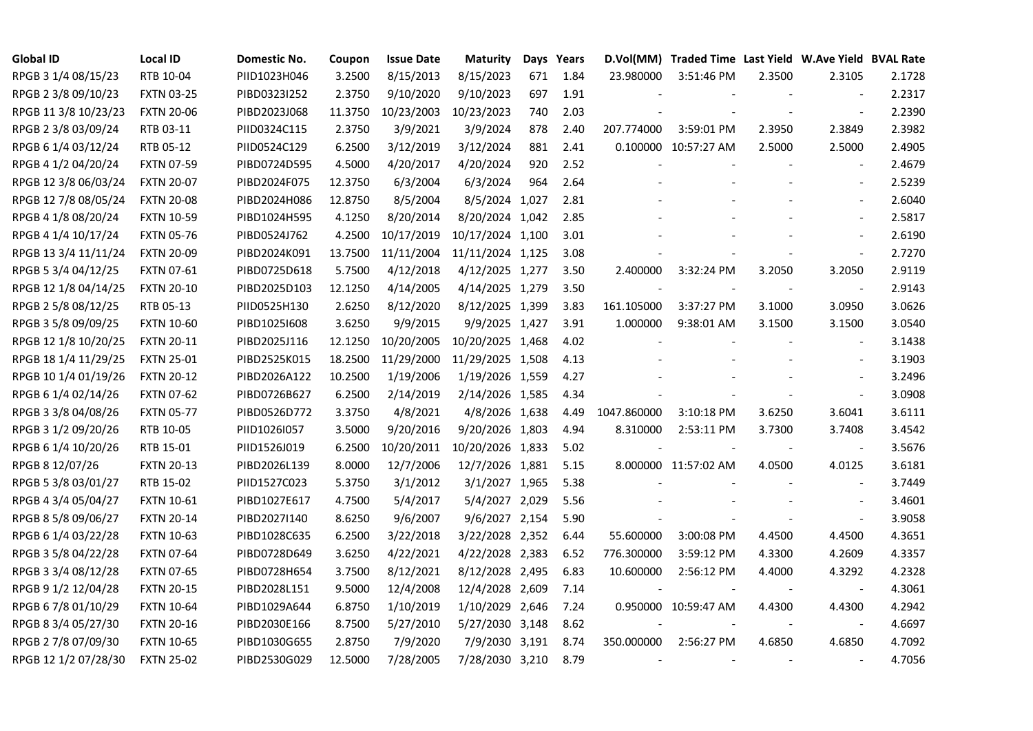| Global ID | Local ID | Domestic No. | Coupon | Issue Date | Maturity | Days | Years | D.Vol(MM) | Traded Time | Last Yield | W.Ave Yield | BVAL Rate |
|---|---|---|---|---|---|---|---|---|---|---|---|---|
| RPGB 3 1/4 08/15/23 | RTB 10-04 | PIID1023H046 | 3.2500 | 8/15/2013 | 8/15/2023 | 671 | 1.84 | 23.980000 | 3:51:46 PM | 2.3500 | 2.3105 | 2.1728 |
| RPGB 2 3/8 09/10/23 | FXTN 03-25 | PIBD0323I252 | 2.3750 | 9/10/2020 | 9/10/2023 | 697 | 1.91 | - | - | - | - | 2.2317 |
| RPGB 11 3/8 10/23/23 | FXTN 20-06 | PIBD2023J068 | 11.3750 | 10/23/2003 | 10/23/2023 | 740 | 2.03 | - | - | - | - | 2.2390 |
| RPGB 2 3/8 03/09/24 | RTB 03-11 | PIID0324C115 | 2.3750 | 3/9/2021 | 3/9/2024 | 878 | 2.40 | 207.774000 | 3:59:01 PM | 2.3950 | 2.3849 | 2.3982 |
| RPGB 6 1/4 03/12/24 | RTB 05-12 | PIID0524C129 | 6.2500 | 3/12/2019 | 3/12/2024 | 881 | 2.41 | 0.100000 | 10:57:27 AM | 2.5000 | 2.5000 | 2.4905 |
| RPGB 4 1/2 04/20/24 | FXTN 07-59 | PIBD0724D595 | 4.5000 | 4/20/2017 | 4/20/2024 | 920 | 2.52 | - | - | - | - | 2.4679 |
| RPGB 12 3/8 06/03/24 | FXTN 20-07 | PIBD2024F075 | 12.3750 | 6/3/2004 | 6/3/2024 | 964 | 2.64 | - | - | - | - | 2.5239 |
| RPGB 12 7/8 08/05/24 | FXTN 20-08 | PIBD2024H086 | 12.8750 | 8/5/2004 | 8/5/2024 | 1,027 | 2.81 | - | - | - | - | 2.6040 |
| RPGB 4 1/8 08/20/24 | FXTN 10-59 | PIBD1024H595 | 4.1250 | 8/20/2014 | 8/20/2024 | 1,042 | 2.85 | - | - | - | - | 2.5817 |
| RPGB 4 1/4 10/17/24 | FXTN 05-76 | PIBD0524J762 | 4.2500 | 10/17/2019 | 10/17/2024 | 1,100 | 3.01 | - | - | - | - | 2.6190 |
| RPGB 13 3/4 11/11/24 | FXTN 20-09 | PIBD2024K091 | 13.7500 | 11/11/2004 | 11/11/2024 | 1,125 | 3.08 | - | - | - | - | 2.7270 |
| RPGB 5 3/4 04/12/25 | FXTN 07-61 | PIBD0725D618 | 5.7500 | 4/12/2018 | 4/12/2025 | 1,277 | 3.50 | 2.400000 | 3:32:24 PM | 3.2050 | 3.2050 | 2.9119 |
| RPGB 12 1/8 04/14/25 | FXTN 20-10 | PIBD2025D103 | 12.1250 | 4/14/2005 | 4/14/2025 | 1,279 | 3.50 | - | - | - | - | 2.9143 |
| RPGB 2 5/8 08/12/25 | RTB 05-13 | PIID0525H130 | 2.6250 | 8/12/2020 | 8/12/2025 | 1,399 | 3.83 | 161.105000 | 3:37:27 PM | 3.1000 | 3.0950 | 3.0626 |
| RPGB 3 5/8 09/09/25 | FXTN 10-60 | PIBD1025I608 | 3.6250 | 9/9/2015 | 9/9/2025 | 1,427 | 3.91 | 1.000000 | 9:38:01 AM | 3.1500 | 3.1500 | 3.0540 |
| RPGB 12 1/8 10/20/25 | FXTN 20-11 | PIBD2025J116 | 12.1250 | 10/20/2005 | 10/20/2025 | 1,468 | 4.02 | - | - | - | - | 3.1438 |
| RPGB 18 1/4 11/29/25 | FXTN 25-01 | PIBD2525K015 | 18.2500 | 11/29/2000 | 11/29/2025 | 1,508 | 4.13 | - | - | - | - | 3.1903 |
| RPGB 10 1/4 01/19/26 | FXTN 20-12 | PIBD2026A122 | 10.2500 | 1/19/2006 | 1/19/2026 | 1,559 | 4.27 | - | - | - | - | 3.2496 |
| RPGB 6 1/4 02/14/26 | FXTN 07-62 | PIBD0726B627 | 6.2500 | 2/14/2019 | 2/14/2026 | 1,585 | 4.34 | - | - | - | - | 3.0908 |
| RPGB 3 3/8 04/08/26 | FXTN 05-77 | PIBD0526D772 | 3.3750 | 4/8/2021 | 4/8/2026 | 1,638 | 4.49 | 1047.860000 | 3:10:18 PM | 3.6250 | 3.6041 | 3.6111 |
| RPGB 3 1/2 09/20/26 | RTB 10-05 | PIID1026I057 | 3.5000 | 9/20/2016 | 9/20/2026 | 1,803 | 4.94 | 8.310000 | 2:53:11 PM | 3.7300 | 3.7408 | 3.4542 |
| RPGB 6 1/4 10/20/26 | RTB 15-01 | PIID1526J019 | 6.2500 | 10/20/2011 | 10/20/2026 | 1,833 | 5.02 | - | - | - | - | 3.5676 |
| RPGB 8 12/07/26 | FXTN 20-13 | PIBD2026L139 | 8.0000 | 12/7/2006 | 12/7/2026 | 1,881 | 5.15 | 8.000000 | 11:57:02 AM | 4.0500 | 4.0125 | 3.6181 |
| RPGB 5 3/8 03/01/27 | RTB 15-02 | PIID1527C023 | 5.3750 | 3/1/2012 | 3/1/2027 | 1,965 | 5.38 | - | - | - | - | 3.7449 |
| RPGB 4 3/4 05/04/27 | FXTN 10-61 | PIBD1027E617 | 4.7500 | 5/4/2017 | 5/4/2027 | 2,029 | 5.56 | - | - | - | - | 3.4601 |
| RPGB 8 5/8 09/06/27 | FXTN 20-14 | PIBD2027I140 | 8.6250 | 9/6/2007 | 9/6/2027 | 2,154 | 5.90 | - | - | - | - | 3.9058 |
| RPGB 6 1/4 03/22/28 | FXTN 10-63 | PIBD1028C635 | 6.2500 | 3/22/2018 | 3/22/2028 | 2,352 | 6.44 | 55.600000 | 3:00:08 PM | 4.4500 | 4.4500 | 4.3651 |
| RPGB 3 5/8 04/22/28 | FXTN 07-64 | PIBD0728D649 | 3.6250 | 4/22/2021 | 4/22/2028 | 2,383 | 6.52 | 776.300000 | 3:59:12 PM | 4.3300 | 4.2609 | 4.3357 |
| RPGB 3 3/4 08/12/28 | FXTN 07-65 | PIBD0728H654 | 3.7500 | 8/12/2021 | 8/12/2028 | 2,495 | 6.83 | 10.600000 | 2:56:12 PM | 4.4000 | 4.3292 | 4.2328 |
| RPGB 9 1/2 12/04/28 | FXTN 20-15 | PIBD2028L151 | 9.5000 | 12/4/2008 | 12/4/2028 | 2,609 | 7.14 | - | - | - | - | 4.3061 |
| RPGB 6 7/8 01/10/29 | FXTN 10-64 | PIBD1029A644 | 6.8750 | 1/10/2019 | 1/10/2029 | 2,646 | 7.24 | 0.950000 | 10:59:47 AM | 4.4300 | 4.4300 | 4.2942 |
| RPGB 8 3/4 05/27/30 | FXTN 20-16 | PIBD2030E166 | 8.7500 | 5/27/2010 | 5/27/2030 | 3,148 | 8.62 | - | - | - | - | 4.6697 |
| RPGB 2 7/8 07/09/30 | FXTN 10-65 | PIBD1030G655 | 2.8750 | 7/9/2020 | 7/9/2030 | 3,191 | 8.74 | 350.000000 | 2:56:27 PM | 4.6850 | 4.6850 | 4.7092 |
| RPGB 12 1/2 07/28/30 | FXTN 25-02 | PIBD2530G029 | 12.5000 | 7/28/2005 | 7/28/2030 | 3,210 | 8.79 | - | - | - | - | 4.7056 |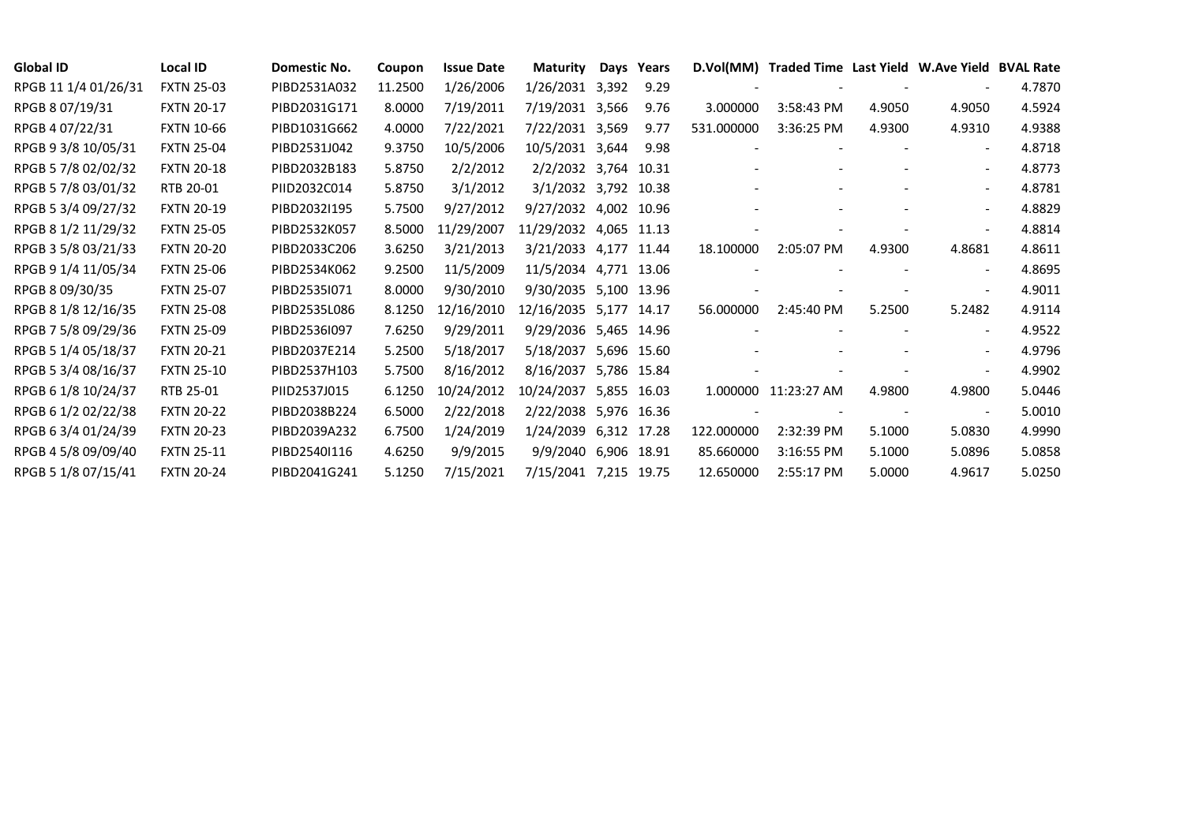| Global ID | Local ID | Domestic No. | Coupon | Issue Date | Maturity | Days | Years | D.Vol(MM) | Traded Time | Last Yield | W.Ave Yield | BVAL Rate |
|---|---|---|---|---|---|---|---|---|---|---|---|---|
| RPGB 11 1/4 01/26/31 | FXTN 25-03 | PIBD2531A032 | 11.2500 | 1/26/2006 | 1/26/2031 | 3,392 | 9.29 | - | - | - | - | 4.7870 |
| RPGB 8 07/19/31 | FXTN 20-17 | PIBD2031G171 | 8.0000 | 7/19/2011 | 7/19/2031 | 3,566 | 9.76 | 3.000000 | 3:58:43 PM | 4.9050 | 4.9050 | 4.5924 |
| RPGB 4 07/22/31 | FXTN 10-66 | PIBD1031G662 | 4.0000 | 7/22/2021 | 7/22/2031 | 3,569 | 9.77 | 531.000000 | 3:36:25 PM | 4.9300 | 4.9310 | 4.9388 |
| RPGB 9 3/8 10/05/31 | FXTN 25-04 | PIBD2531J042 | 9.3750 | 10/5/2006 | 10/5/2031 | 3,644 | 9.98 | - | - | - | - | 4.8718 |
| RPGB 5 7/8 02/02/32 | FXTN 20-18 | PIBD2032B183 | 5.8750 | 2/2/2012 | 2/2/2032 | 3,764 | 10.31 | - | - | - | - | 4.8773 |
| RPGB 5 7/8 03/01/32 | RTB 20-01 | PIID2032C014 | 5.8750 | 3/1/2012 | 3/1/2032 | 3,792 | 10.38 | - | - | - | - | 4.8781 |
| RPGB 5 3/4 09/27/32 | FXTN 20-19 | PIBD2032I195 | 5.7500 | 9/27/2012 | 9/27/2032 | 4,002 | 10.96 | - | - | - | - | 4.8829 |
| RPGB 8 1/2 11/29/32 | FXTN 25-05 | PIBD2532K057 | 8.5000 | 11/29/2007 | 11/29/2032 | 4,065 | 11.13 | - | - | - | - | 4.8814 |
| RPGB 3 5/8 03/21/33 | FXTN 20-20 | PIBD2033C206 | 3.6250 | 3/21/2013 | 3/21/2033 | 4,177 | 11.44 | 18.100000 | 2:05:07 PM | 4.9300 | 4.8681 | 4.8611 |
| RPGB 9 1/4 11/05/34 | FXTN 25-06 | PIBD2534K062 | 9.2500 | 11/5/2009 | 11/5/2034 | 4,771 | 13.06 | - | - | - | - | 4.8695 |
| RPGB 8 09/30/35 | FXTN 25-07 | PIBD2535I071 | 8.0000 | 9/30/2010 | 9/30/2035 | 5,100 | 13.96 | - | - | - | - | 4.9011 |
| RPGB 8 1/8 12/16/35 | FXTN 25-08 | PIBD2535L086 | 8.1250 | 12/16/2010 | 12/16/2035 | 5,177 | 14.17 | 56.000000 | 2:45:40 PM | 5.2500 | 5.2482 | 4.9114 |
| RPGB 7 5/8 09/29/36 | FXTN 25-09 | PIBD2536I097 | 7.6250 | 9/29/2011 | 9/29/2036 | 5,465 | 14.96 | - | - | - | - | 4.9522 |
| RPGB 5 1/4 05/18/37 | FXTN 20-21 | PIBD2037E214 | 5.2500 | 5/18/2017 | 5/18/2037 | 5,696 | 15.60 | - | - | - | - | 4.9796 |
| RPGB 5 3/4 08/16/37 | FXTN 25-10 | PIBD2537H103 | 5.7500 | 8/16/2012 | 8/16/2037 | 5,786 | 15.84 | - | - | - | - | 4.9902 |
| RPGB 6 1/8 10/24/37 | RTB 25-01 | PIID2537J015 | 6.1250 | 10/24/2012 | 10/24/2037 | 5,855 | 16.03 | 1.000000 | 11:23:27 AM | 4.9800 | 4.9800 | 5.0446 |
| RPGB 6 1/2 02/22/38 | FXTN 20-22 | PIBD2038B224 | 6.5000 | 2/22/2018 | 2/22/2038 | 5,976 | 16.36 | - | - | - | - | 5.0010 |
| RPGB 6 3/4 01/24/39 | FXTN 20-23 | PIBD2039A232 | 6.7500 | 1/24/2019 | 1/24/2039 | 6,312 | 17.28 | 122.000000 | 2:32:39 PM | 5.1000 | 5.0830 | 4.9990 |
| RPGB 4 5/8 09/09/40 | FXTN 25-11 | PIBD2540I116 | 4.6250 | 9/9/2015 | 9/9/2040 | 6,906 | 18.91 | 85.660000 | 3:16:55 PM | 5.1000 | 5.0896 | 5.0858 |
| RPGB 5 1/8 07/15/41 | FXTN 20-24 | PIBD2041G241 | 5.1250 | 7/15/2021 | 7/15/2041 | 7,215 | 19.75 | 12.650000 | 2:55:17 PM | 5.0000 | 4.9617 | 5.0250 |